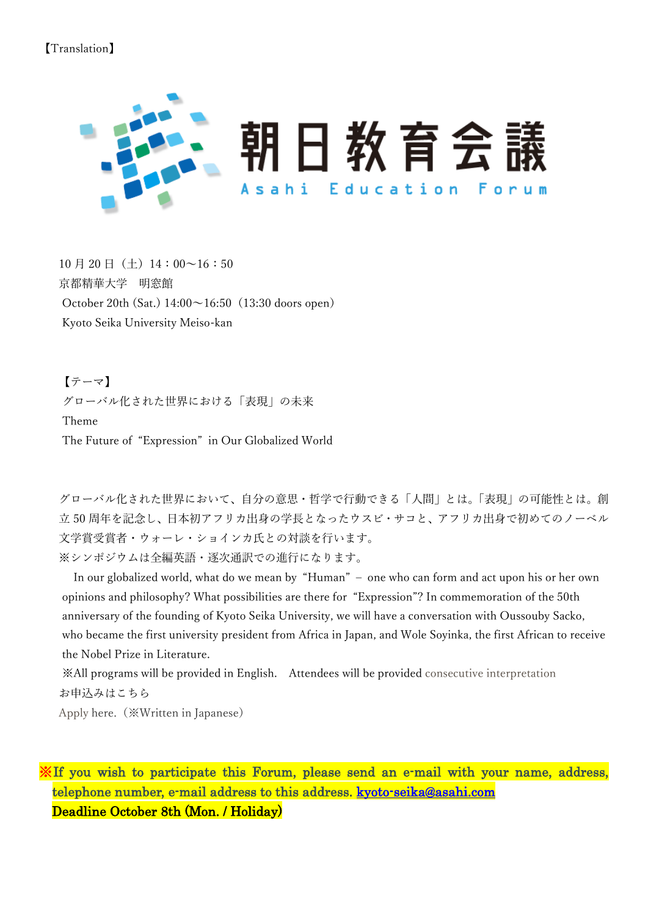【Translation】

# 朝日教育会議

Asahi Education Forum

10 月 20 日（土）14：00～16：50
京都精華大学　明窓館
October 20th (Sat.) 14:00～16:50（13:30 doors open）
Kyoto Seika University Meiso-kan

【テーマ】
グローバル化された世界における「表現」の未来
Theme
The Future of “Expression” in Our Globalized World

グローバル化された世界において、自分の意思・哲学で行動できる「人間」とは。「表現」の可能性とは。創立 50 周年を記念し、日本初アフリカ出身の学長となったウスビ・サコと、アフリカ出身で初めてのノーベル文学賞受賞者・ウォーレ・ショインカ氏との対談を行います。
※シンポジウムは全編英語・逐次通訳での進行になります。

In our globalized world, what do we mean by “Human” – one who can form and act upon his or her own opinions and philosophy? What possibilities are there for “Expression”? In commemoration of the 50th anniversary of the founding of Kyoto Seika University, we will have a conversation with Oussouby Sacko, who became the first university president from Africa in Japan, and Wole Soyinka, the first African to receive the Nobel Prize in Literature.
※All programs will be provided in English.　Attendees will be provided consecutive interpretation
お申込みはこちら
Apply here.（※Written in Japanese）

**※If you wish to participate this Forum, please send an e-mail with your name, address, telephone number, e-mail address to this address. kyoto-seika@asahi.com**
**Deadline October 8th (Mon. / Holiday)**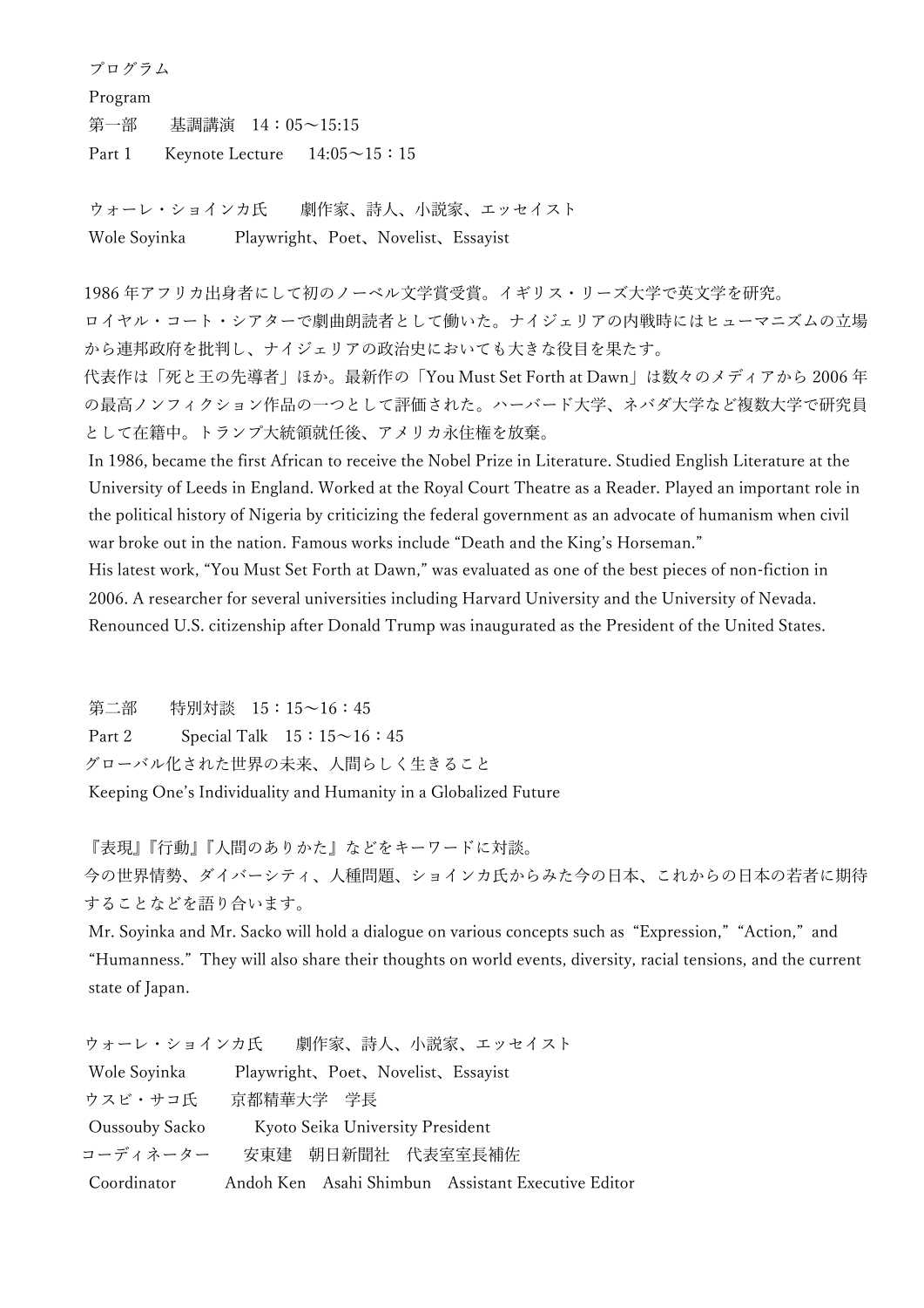プログラム

Program

第一部　　基調講演　14：05〜15:15

Part 1　　Keynote Lecture　　14:05〜15：15

ウォーレ・ショインカ氏　　劇作家、詩人、小説家、エッセイスト

Wole Soyinka　　　Playwright、Poet、Novelist、Essayist

1986 年アフリカ出身者にして初のノーベル文学賞受賞。イギリス・リーズ大学で英文学を研究。ロイヤル・コート・シアターで劇曲朗読者として働いた。ナイジェリアの内戦時にはヒューマニズムの立場から連邦政府を批判し、ナイジェリアの政治史においても大きな役目を果たす。

代表作は「死と王の先導者」ほか。最新作の「You Must Set Forth at Dawn」は数々のメディアから 2006 年の最高ノンフィクション作品の一つとして評価された。ハーバード大学、ネバダ大学など複数大学で研究員として在籍中。トランプ大統領就任後、アメリカ永住権を放棄。

In 1986, became the first African to receive the Nobel Prize in Literature. Studied English Literature at the University of Leeds in England. Worked at the Royal Court Theatre as a Reader. Played an important role in the political history of Nigeria by criticizing the federal government as an advocate of humanism when civil war broke out in the nation. Famous works include "Death and the King's Horseman."

His latest work, "You Must Set Forth at Dawn," was evaluated as one of the best pieces of non-fiction in 2006. A researcher for several universities including Harvard University and the University of Nevada. Renounced U.S. citizenship after Donald Trump was inaugurated as the President of the United States.

第二部　　特別対談　15：15〜16：45

Part 2　　　Special Talk　15：15〜16：45

グローバル化された世界の未来、人間らしく生きること

Keeping One's Individuality and Humanity in a Globalized Future

『表現』『行動』『人間のありかた』などをキーワードに対談。

今の世界情勢、ダイバーシティ、人種問題、ショインカ氏からみた今の日本、これからの日本の若者に期待することなどを語り合います。

Mr. Soyinka and Mr. Sacko will hold a dialogue on various concepts such as "Expression," "Action," and "Humanness." They will also share their thoughts on world events, diversity, racial tensions, and the current state of Japan.

ウォーレ・ショインカ氏　　劇作家、詩人、小説家、エッセイスト

Wole Soyinka　　　Playwright、Poet、Novelist、Essayist

ウスビ・サコ氏　　京都精華大学　学長

Oussouby Sacko　　　Kyoto Seika University President

コーディネーター　　安東建　朝日新聞社　代表室室長補佐

Coordinator　　　Andoh Ken　Asahi Shimbun　Assistant Executive Editor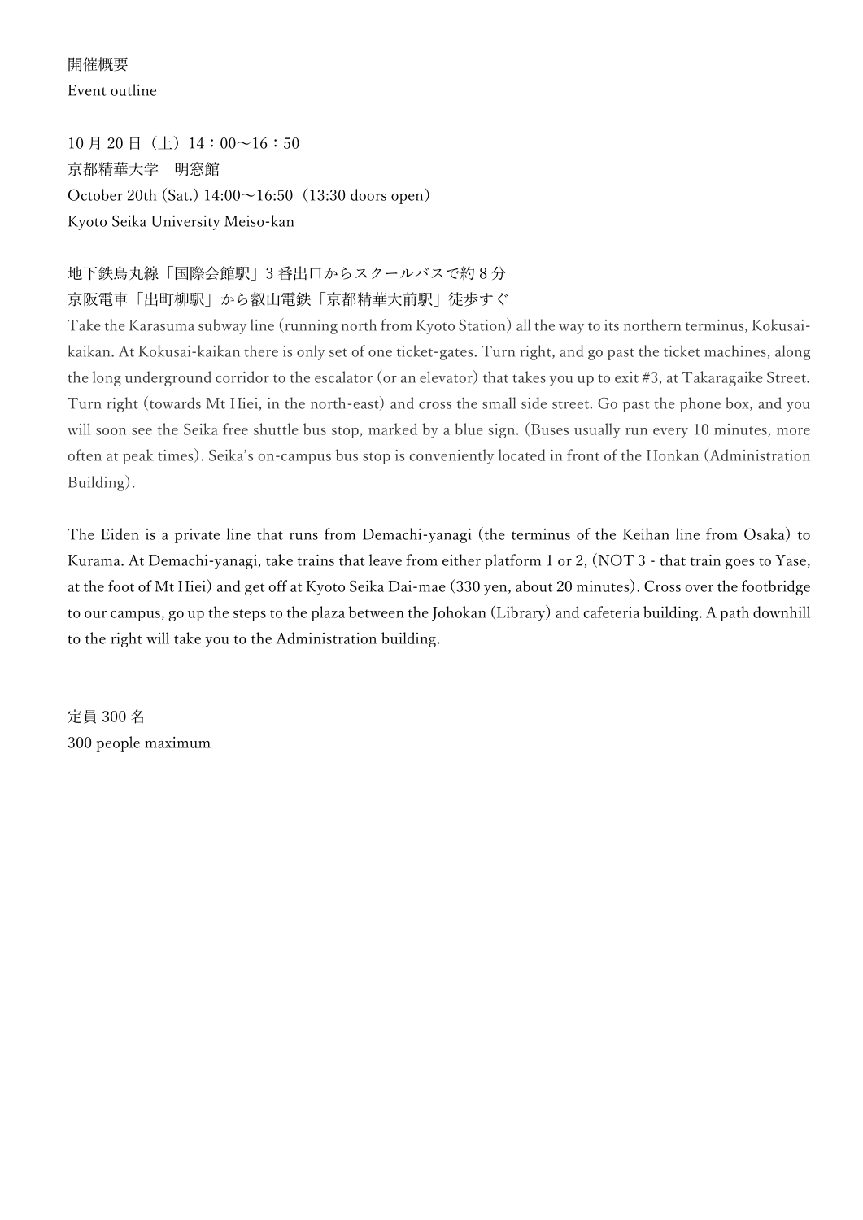開催概要
Event outline

10 月 20 日（土）14：00〜16：50
京都精華大学　明窓館
October 20th (Sat.) 14:00〜16:50（13:30 doors open）
Kyoto Seika University Meiso-kan

地下鉄烏丸線「国際会館駅」3 番出口からスクールバスで約 8 分
京阪電車「出町柳駅」から叡山電鉄「京都精華大前駅」徒歩すぐ
Take the Karasuma subway line (running north from Kyoto Station) all the way to its northern terminus, Kokusai-kaikan. At Kokusai-kaikan there is only set of one ticket-gates. Turn right, and go past the ticket machines, along the long underground corridor to the escalator (or an elevator) that takes you up to exit #3, at Takaragaike Street. Turn right (towards Mt Hiei, in the north-east) and cross the small side street. Go past the phone box, and you will soon see the Seika free shuttle bus stop, marked by a blue sign. (Buses usually run every 10 minutes, more often at peak times). Seika's on-campus bus stop is conveniently located in front of the Honkan (Administration Building).

The Eiden is a private line that runs from Demachi-yanagi (the terminus of the Keihan line from Osaka) to Kurama. At Demachi-yanagi, take trains that leave from either platform 1 or 2, (NOT 3 - that train goes to Yase, at the foot of Mt Hiei) and get off at Kyoto Seika Dai-mae (330 yen, about 20 minutes). Cross over the footbridge to our campus, go up the steps to the plaza between the Johokan (Library) and cafeteria building. A path downhill to the right will take you to the Administration building.

定員 300 名
300 people maximum